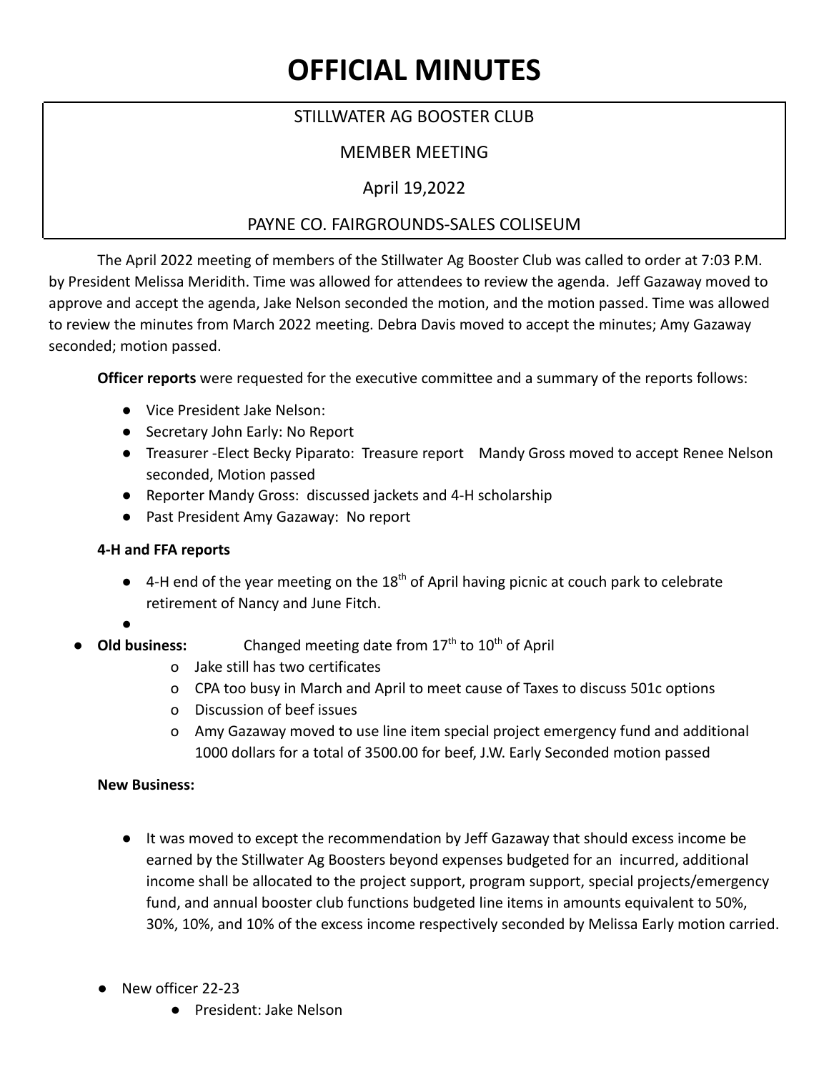# OFFICIAL MINUTES

STILLWATER AG BOOSTER CLUB

MEMBER MEETING

April 19,2022

PAYNE CO. FAIRGROUNDS-SALES COLISEUM

The April 2022 meeting of members of the Stillwater Ag Booster Club was called to order at 7:03 P.M. by President Melissa Meridith. Time was allowed for attendees to review the agenda. Jeff Gazaway moved to approve and accept the agenda, Jake Nelson seconded the motion, and the motion passed. Time was allowed to review the minutes from March 2022 meeting. Debra Davis moved to accept the minutes; Amy Gazaway seconded; motion passed.

**Officer reports** were requested for the executive committee and a summary of the reports follows:

- Vice President Jake Nelson:
- Secretary John Early: No Report
- Treasurer -Elect Becky Piparato: Treasure report Mandy Gross moved to accept Renee Nelson seconded, Motion passed
- Reporter Mandy Gross: discussed jackets and 4-H scholarship
- Past President Amy Gazaway: No report

**4-H and FFA reports**

- 4-H end of the year meeting on the 18th of April having picnic at couch park to celebrate retirement of Nancy and June Fitch.
-

- **Old business:** Changed meeting date from 17th to 10th of April
  - o Jake still has two certificates
  - o CPA too busy in March and April to meet cause of Taxes to discuss 501c options
  - o Discussion of beef issues
  - o Amy Gazaway moved to use line item special project emergency fund and additional 1000 dollars for a total of 3500.00 for beef, J.W. Early Seconded motion passed

**New Business:**

- It was moved to except the recommendation by Jeff Gazaway that should excess income be earned by the Stillwater Ag Boosters beyond expenses budgeted for an incurred, additional income shall be allocated to the project support, program support, special projects/emergency fund, and annual booster club functions budgeted line items in amounts equivalent to 50%, 30%, 10%, and 10% of the excess income respectively seconded by Melissa Early motion carried.

- New officer 22-23
  - President: Jake Nelson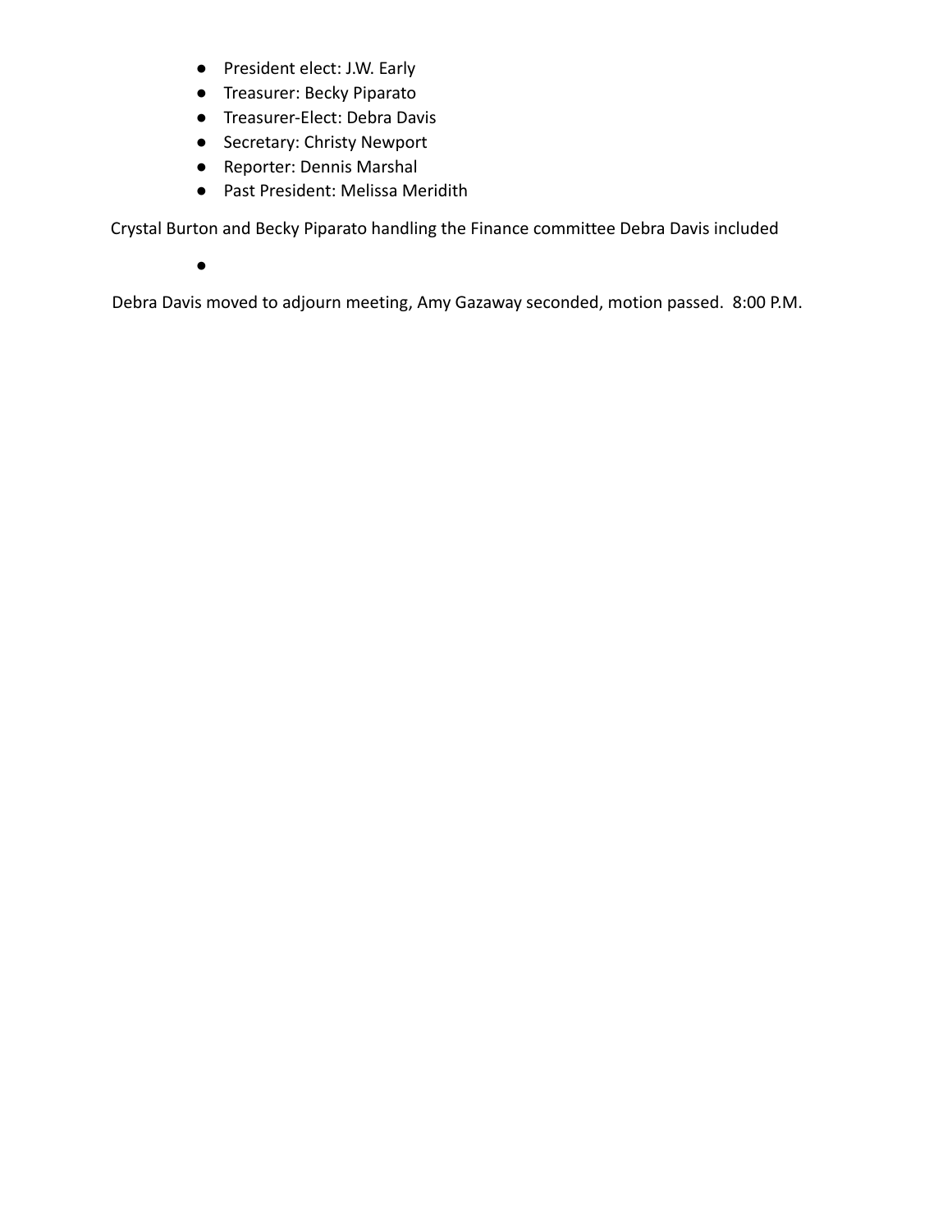- President elect: J.W. Early
- Treasurer: Becky Piparato
- Treasurer-Elect: Debra Davis
- Secretary: Christy Newport
- Reporter: Dennis Marshal
- Past President: Melissa Meridith

Crystal Burton and Becky Piparato handling the Finance committee Debra Davis included

- 

Debra Davis moved to adjourn meeting, Amy Gazaway seconded, motion passed. 8:00 P.M.